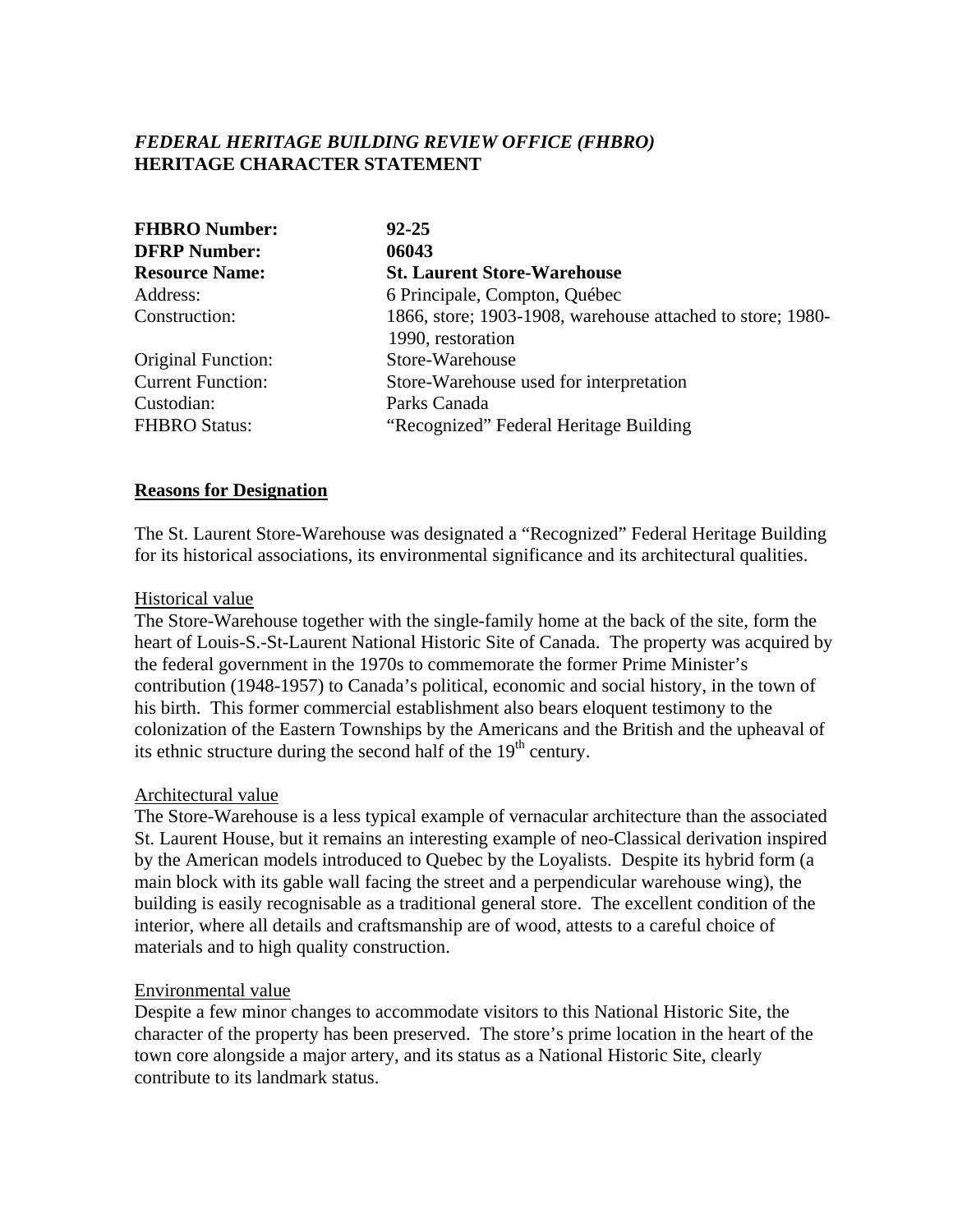### *FEDERAL HERITAGE BUILDING REVIEW OFFICE (FHBRO)*
### HERITAGE CHARACTER STATEMENT

| | |
|---|---|
| **FHBRO Number:** | **92-25** |
| **DFRP Number:** | **06043** |
| **Resource Name:** | **St. Laurent Store-Warehouse** |
| Address: | 6 Principale, Compton, Québec |
| Construction: | 1866, store; 1903-1908, warehouse attached to store; 1980-1990, restoration |
| Original Function: | Store-Warehouse |
| Current Function: | Store-Warehouse used for interpretation |
| Custodian: | Parks Canada |
| FHBRO Status: | "Recognized" Federal Heritage Building |

**Reasons for Designation**

The St. Laurent Store-Warehouse was designated a "Recognized" Federal Heritage Building for its historical associations, its environmental significance and its architectural qualities.

Historical value

The Store-Warehouse together with the single-family home at the back of the site, form the heart of Louis-S.-St-Laurent National Historic Site of Canada. The property was acquired by the federal government in the 1970s to commemorate the former Prime Minister's contribution (1948-1957) to Canada's political, economic and social history, in the town of his birth. This former commercial establishment also bears eloquent testimony to the colonization of the Eastern Townships by the Americans and the British and the upheaval of its ethnic structure during the second half of the 19th century.

Architectural value

The Store-Warehouse is a less typical example of vernacular architecture than the associated St. Laurent House, but it remains an interesting example of neo-Classical derivation inspired by the American models introduced to Quebec by the Loyalists. Despite its hybrid form (a main block with its gable wall facing the street and a perpendicular warehouse wing), the building is easily recognisable as a traditional general store. The excellent condition of the interior, where all details and craftsmanship are of wood, attests to a careful choice of materials and to high quality construction.

Environmental value

Despite a few minor changes to accommodate visitors to this National Historic Site, the character of the property has been preserved. The store's prime location in the heart of the town core alongside a major artery, and its status as a National Historic Site, clearly contribute to its landmark status.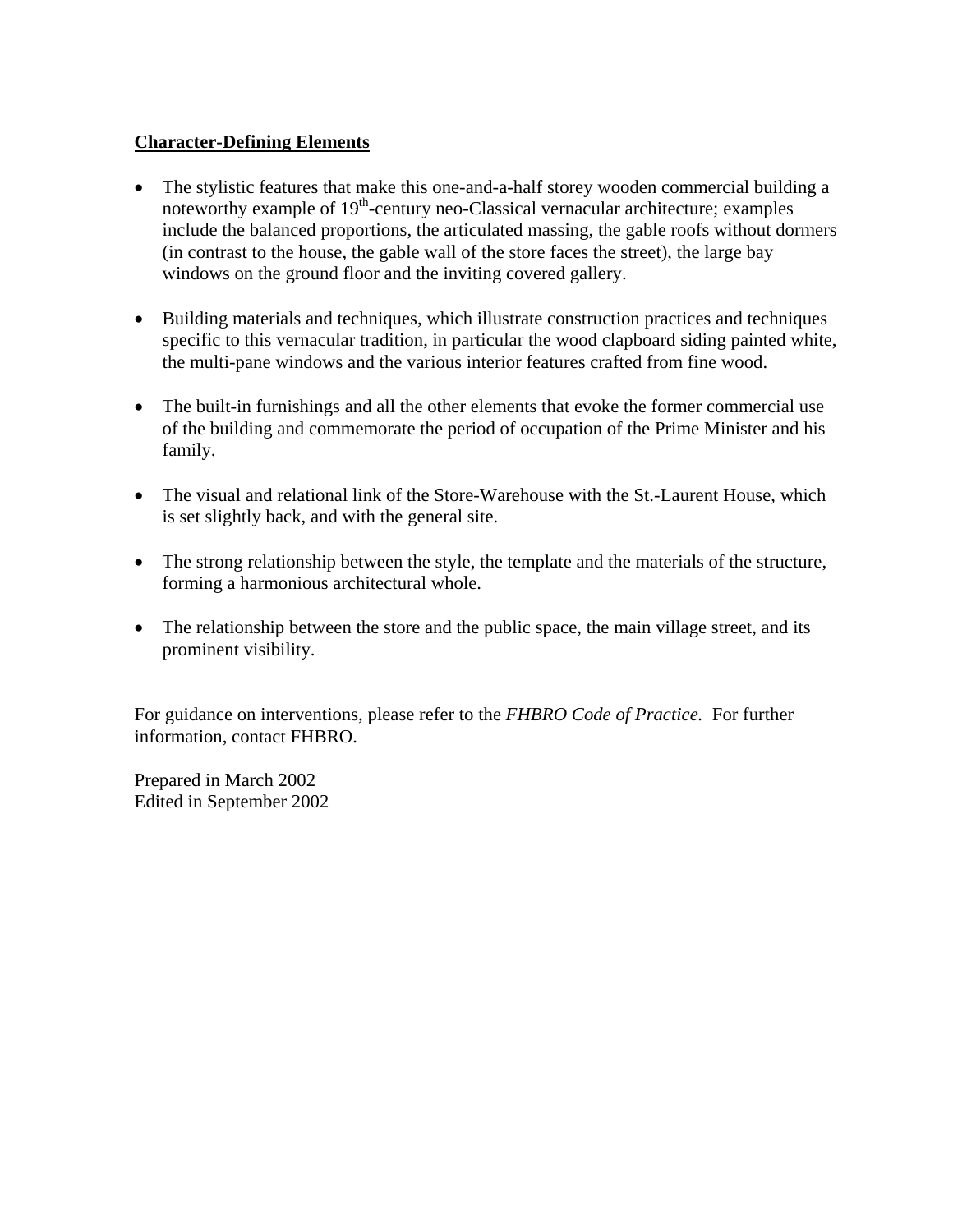**Character-Defining Elements**

- The stylistic features that make this one-and-a-half storey wooden commercial building a noteworthy example of 19th-century neo-Classical vernacular architecture; examples include the balanced proportions, the articulated massing, the gable roofs without dormers (in contrast to the house, the gable wall of the store faces the street), the large bay windows on the ground floor and the inviting covered gallery.

- Building materials and techniques, which illustrate construction practices and techniques specific to this vernacular tradition, in particular the wood clapboard siding painted white, the multi-pane windows and the various interior features crafted from fine wood.

- The built-in furnishings and all the other elements that evoke the former commercial use of the building and commemorate the period of occupation of the Prime Minister and his family.

- The visual and relational link of the Store-Warehouse with the St.-Laurent House, which is set slightly back, and with the general site.

- The strong relationship between the style, the template and the materials of the structure, forming a harmonious architectural whole.

- The relationship between the store and the public space, the main village street, and its prominent visibility.

For guidance on interventions, please refer to the *FHBRO Code of Practice.* For further information, contact FHBRO.

Prepared in March 2002
Edited in September 2002